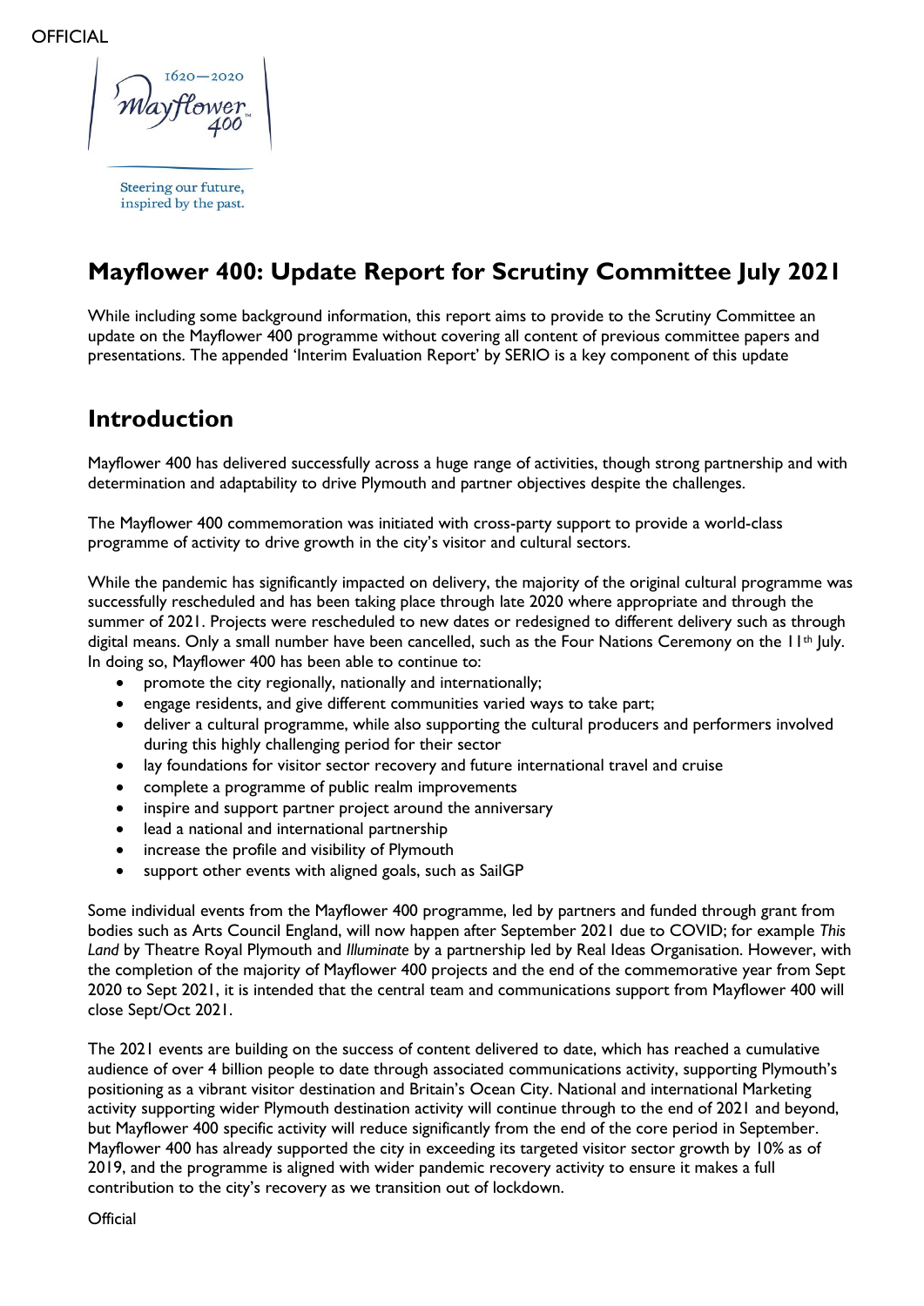# Mayflower 400: Update Report for Scrutiny Committee July 2021

While including some background information, this report aims to provide to the Scrutiny Committee an update on the Mayflower 400 programme without covering all content of previous committee papers and presentations. The appended 'Interim Evaluation Report' by SERIO is a key component of this update

## Introduction

Mayflower 400 has delivered successfully across a huge range of activities, though strong partnership and with determination and adaptability to drive Plymouth and partner objectives despite the challenges.

The Mayflower 400 commemoration was initiated with cross-party support to provide a world-class programme of activity to drive growth in the city's visitor and cultural sectors.

While the pandemic has significantly impacted on delivery, the majority of the original cultural programme was successfully rescheduled and has been taking place through late 2020 where appropriate and through the summer of 2021. Projects were rescheduled to new dates or redesigned to different delivery such as through digital means. Only a small number have been cancelled, such as the Four Nations Ceremony on the 11th July. In doing so, Mayflower 400 has been able to continue to:

- promote the city regionally, nationally and internationally;
- engage residents, and give different communities varied ways to take part;
- deliver a cultural programme, while also supporting the cultural producers and performers involved during this highly challenging period for their sector
- lay foundations for visitor sector recovery and future international travel and cruise
- complete a programme of public realm improvements
- inspire and support partner project around the anniversary
- lead a national and international partnership
- increase the profile and visibility of Plymouth
- support other events with aligned goals, such as SailGP

Some individual events from the Mayflower 400 programme, led by partners and funded through grant from bodies such as Arts Council England, will now happen after September 2021 due to COVID; for example *This Land* by Theatre Royal Plymouth and *Illuminate* by a partnership led by Real Ideas Organisation. However, with the completion of the majority of Mayflower 400 projects and the end of the commemorative year from Sept 2020 to Sept 2021, it is intended that the central team and communications support from Mayflower 400 will close Sept/Oct 2021.

The 2021 events are building on the success of content delivered to date, which has reached a cumulative audience of over 4 billion people to date through associated communications activity, supporting Plymouth's positioning as a vibrant visitor destination and Britain's Ocean City. National and international Marketing activity supporting wider Plymouth destination activity will continue through to the end of 2021 and beyond, but Mayflower 400 specific activity will reduce significantly from the end of the core period in September. Mayflower 400 has already supported the city in exceeding its targeted visitor sector growth by 10% as of 2019, and the programme is aligned with wider pandemic recovery activity to ensure it makes a full contribution to the city's recovery as we transition out of lockdown.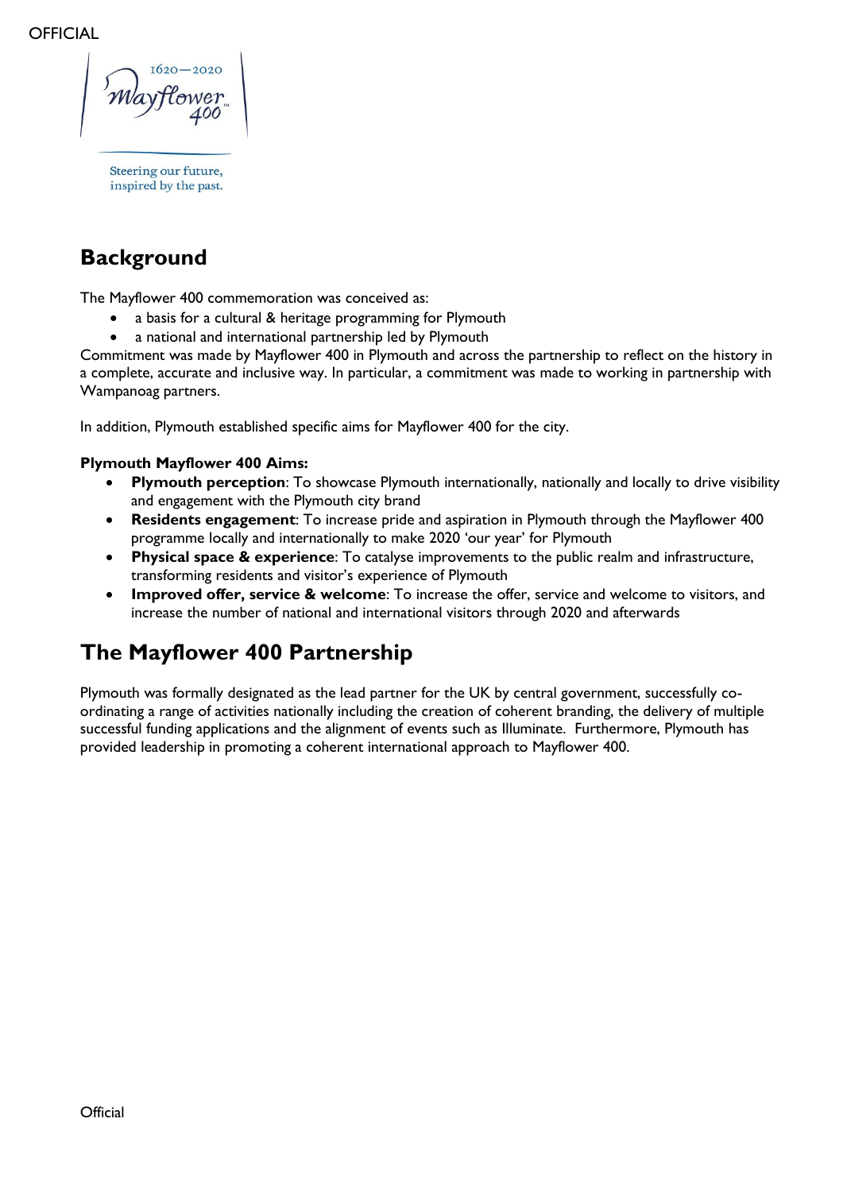# Background

The Mayflower 400 commemoration was conceived as:

- a basis for a cultural & heritage programming for Plymouth
- a national and international partnership led by Plymouth

Commitment was made by Mayflower 400 in Plymouth and across the partnership to reflect on the history in a complete, accurate and inclusive way. In particular, a commitment was made to working in partnership with Wampanoag partners.

In addition, Plymouth established specific aims for Mayflower 400 for the city.

**Plymouth Mayflower 400 Aims:**

- **Plymouth perception**: To showcase Plymouth internationally, nationally and locally to drive visibility and engagement with the Plymouth city brand
- **Residents engagement**: To increase pride and aspiration in Plymouth through the Mayflower 400 programme locally and internationally to make 2020 'our year' for Plymouth
- **Physical space & experience**: To catalyse improvements to the public realm and infrastructure, transforming residents and visitor's experience of Plymouth
- **Improved offer, service & welcome**: To increase the offer, service and welcome to visitors, and increase the number of national and international visitors through 2020 and afterwards

# The Mayflower 400 Partnership

Plymouth was formally designated as the lead partner for the UK by central government, successfully co-ordinating a range of activities nationally including the creation of coherent branding, the delivery of multiple successful funding applications and the alignment of events such as Illuminate. Furthermore, Plymouth has provided leadership in promoting a coherent international approach to Mayflower 400.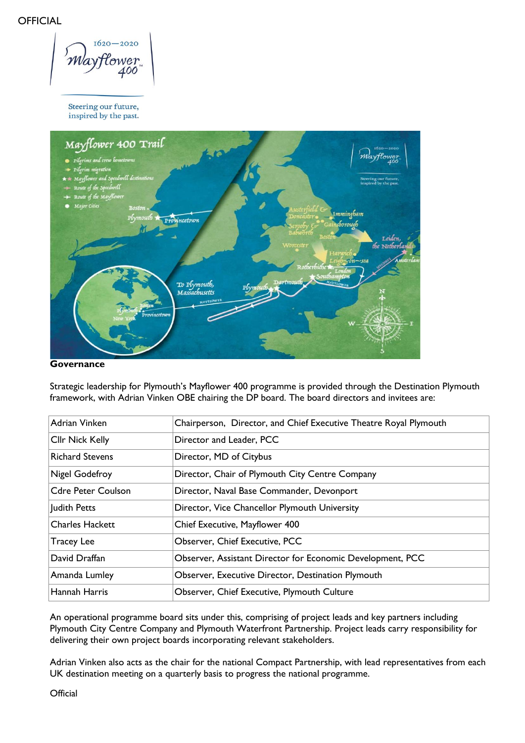## Governance

Strategic leadership for Plymouth's Mayflower 400 programme is provided through the Destination Plymouth framework, with Adrian Vinken OBE chairing the DP board. The board directors and invitees are:

| Adrian Vinken | Chairperson, Director, and Chief Executive Theatre Royal Plymouth |
|---|---|
| Cllr Nick Kelly | Director and Leader, PCC |
| Richard Stevens | Director, MD of Citybus |
| Nigel Godefroy | Director, Chair of Plymouth City Centre Company |
| Cdre Peter Coulson | Director, Naval Base Commander, Devonport |
| Judith Petts | Director, Vice Chancellor Plymouth University |
| Charles Hackett | Chief Executive, Mayflower 400 |
| Tracey Lee | Observer, Chief Executive, PCC |
| David Draffan | Observer, Assistant Director for Economic Development, PCC |
| Amanda Lumley | Observer, Executive Director, Destination Plymouth |
| Hannah Harris | Observer, Chief Executive, Plymouth Culture |

An operational programme board sits under this, comprising of project leads and key partners including Plymouth City Centre Company and Plymouth Waterfront Partnership. Project leads carry responsibility for delivering their own project boards incorporating relevant stakeholders.

Adrian Vinken also acts as the chair for the national Compact Partnership, with lead representatives from each UK destination meeting on a quarterly basis to progress the national programme.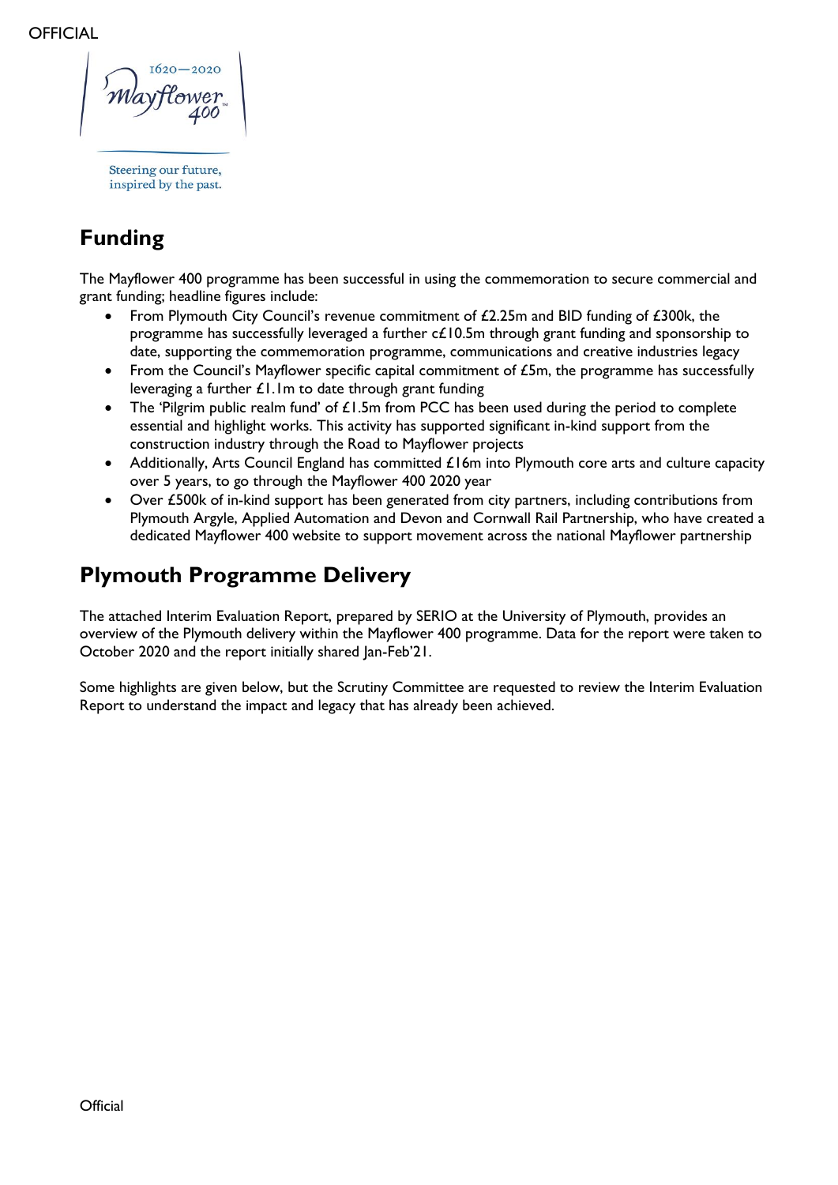## Funding

The Mayflower 400 programme has been successful in using the commemoration to secure commercial and grant funding; headline figures include:

- From Plymouth City Council's revenue commitment of £2.25m and BID funding of £300k, the programme has successfully leveraged a further c£10.5m through grant funding and sponsorship to date, supporting the commemoration programme, communications and creative industries legacy
- From the Council's Mayflower specific capital commitment of £5m, the programme has successfully leveraging a further £1.1m to date through grant funding
- The 'Pilgrim public realm fund' of £1.5m from PCC has been used during the period to complete essential and highlight works. This activity has supported significant in-kind support from the construction industry through the Road to Mayflower projects
- Additionally, Arts Council England has committed £16m into Plymouth core arts and culture capacity over 5 years, to go through the Mayflower 400 2020 year
- Over £500k of in-kind support has been generated from city partners, including contributions from Plymouth Argyle, Applied Automation and Devon and Cornwall Rail Partnership, who have created a dedicated Mayflower 400 website to support movement across the national Mayflower partnership

## Plymouth Programme Delivery

The attached Interim Evaluation Report, prepared by SERIO at the University of Plymouth, provides an overview of the Plymouth delivery within the Mayflower 400 programme. Data for the report were taken to October 2020 and the report initially shared Jan-Feb'21.

Some highlights are given below, but the Scrutiny Committee are requested to review the Interim Evaluation Report to understand the impact and legacy that has already been achieved.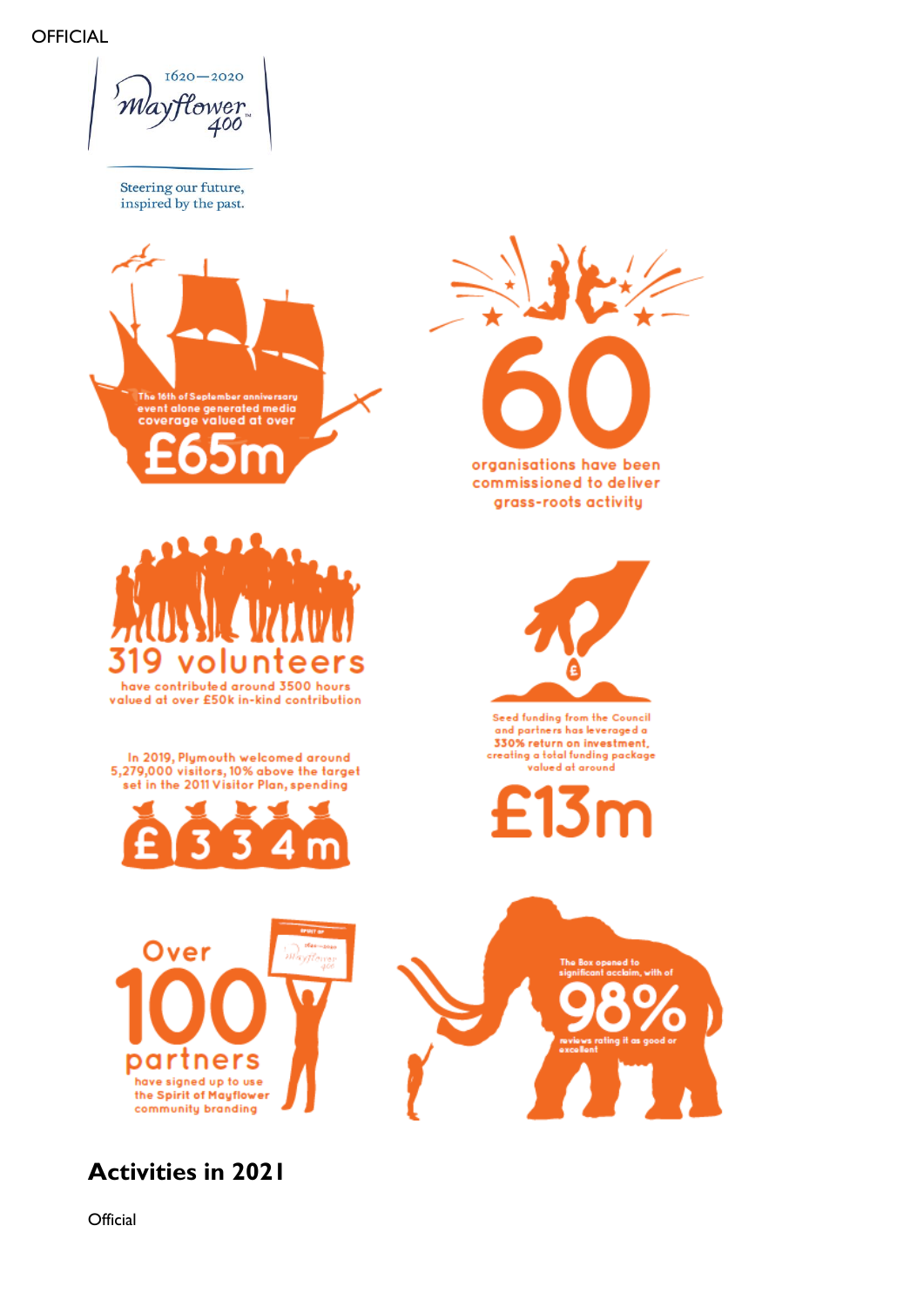1620—2020 Mayflower 400

Steering our future, inspired by the past.

The 16th of September anniversary event alone generated media coverage valued at over £65m

60 organisations have been commissioned to deliver grass-roots activity

319 volunteers have contributed around 3500 hours valued at over £50k in-kind contribution

Seed funding from the Council and partners has leveraged a 330% return on investment, creating a total funding package valued at around £13m

In 2019, Plymouth welcomed around 5,279,000 visitors, 10% above the target set in the 2011 Visitor Plan, spending £334m

Over 100 partners have signed up to use the Spirit of Mayflower community branding

The Box opened to significant acclaim, with of 98% reviews rating it as good or excellent

## Activities in 2021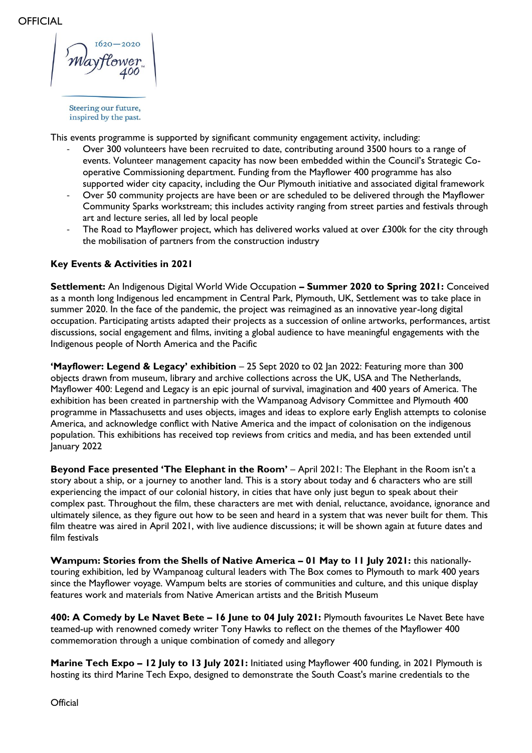This events programme is supported by significant community engagement activity, including:

- Over 300 volunteers have been recruited to date, contributing around 3500 hours to a range of events. Volunteer management capacity has now been embedded within the Council's Strategic Co-operative Commissioning department. Funding from the Mayflower 400 programme has also supported wider city capacity, including the Our Plymouth initiative and associated digital framework
- Over 50 community projects are have been or are scheduled to be delivered through the Mayflower Community Sparks workstream; this includes activity ranging from street parties and festivals through art and lecture series, all led by local people
- The Road to Mayflower project, which has delivered works valued at over £300k for the city through the mobilisation of partners from the construction industry

**Key Events & Activities in 2021**

**Settlement:** An Indigenous Digital World Wide Occupation **– Summer 2020 to Spring 2021:** Conceived as a month long Indigenous led encampment in Central Park, Plymouth, UK, Settlement was to take place in summer 2020. In the face of the pandemic, the project was reimagined as an innovative year-long digital occupation. Participating artists adapted their projects as a succession of online artworks, performances, artist discussions, social engagement and films, inviting a global audience to have meaningful engagements with the Indigenous people of North America and the Pacific

**'Mayflower: Legend & Legacy' exhibition** – 25 Sept 2020 to 02 Jan 2022: Featuring more than 300 objects drawn from museum, library and archive collections across the UK, USA and The Netherlands, Mayflower 400: Legend and Legacy is an epic journal of survival, imagination and 400 years of America. The exhibition has been created in partnership with the Wampanoag Advisory Committee and Plymouth 400 programme in Massachusetts and uses objects, images and ideas to explore early English attempts to colonise America, and acknowledge conflict with Native America and the impact of colonisation on the indigenous population. This exhibitions has received top reviews from critics and media, and has been extended until January 2022

**Beyond Face presented 'The Elephant in the Room'** – April 2021: The Elephant in the Room isn't a story about a ship, or a journey to another land. This is a story about today and 6 characters who are still experiencing the impact of our colonial history, in cities that have only just begun to speak about their complex past. Throughout the film, these characters are met with denial, reluctance, avoidance, ignorance and ultimately silence, as they figure out how to be seen and heard in a system that was never built for them. This film theatre was aired in April 2021, with live audience discussions; it will be shown again at future dates and film festivals

**Wampum: Stories from the Shells of Native America – 01 May to 11 July 2021:** this nationally-touring exhibition, led by Wampanoag cultural leaders with The Box comes to Plymouth to mark 400 years since the Mayflower voyage. Wampum belts are stories of communities and culture, and this unique display features work and materials from Native American artists and the British Museum

**400: A Comedy by Le Navet Bete – 16 June to 04 July 2021:** Plymouth favourites Le Navet Bete have teamed-up with renowned comedy writer Tony Hawks to reflect on the themes of the Mayflower 400 commemoration through a unique combination of comedy and allegory

**Marine Tech Expo – 12 July to 13 July 2021:** Initiated using Mayflower 400 funding, in 2021 Plymouth is hosting its third Marine Tech Expo, designed to demonstrate the South Coast's marine credentials to the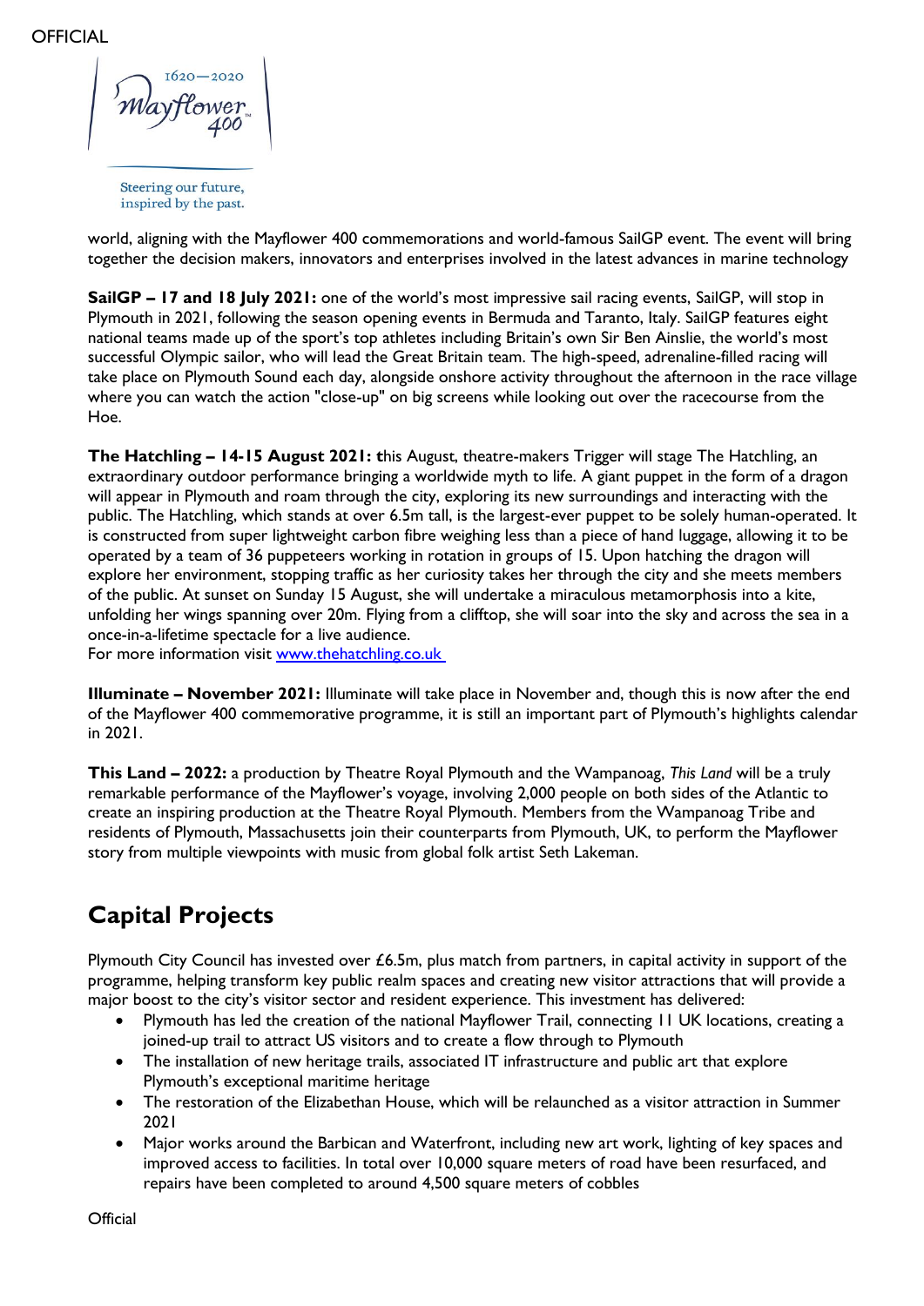world, aligning with the Mayflower 400 commemorations and world-famous SailGP event. The event will bring together the decision makers, innovators and enterprises involved in the latest advances in marine technology

**SailGP – 17 and 18 July 2021:** one of the world's most impressive sail racing events, SailGP, will stop in Plymouth in 2021, following the season opening events in Bermuda and Taranto, Italy. SailGP features eight national teams made up of the sport's top athletes including Britain's own Sir Ben Ainslie, the world's most successful Olympic sailor, who will lead the Great Britain team. The high-speed, adrenaline-filled racing will take place on Plymouth Sound each day, alongside onshore activity throughout the afternoon in the race village where you can watch the action "close-up" on big screens while looking out over the racecourse from the Hoe.

**The Hatchling – 14-15 August 2021: t**his August, theatre-makers Trigger will stage The Hatchling, an extraordinary outdoor performance bringing a worldwide myth to life. A giant puppet in the form of a dragon will appear in Plymouth and roam through the city, exploring its new surroundings and interacting with the public. The Hatchling, which stands at over 6.5m tall, is the largest-ever puppet to be solely human-operated. It is constructed from super lightweight carbon fibre weighing less than a piece of hand luggage, allowing it to be operated by a team of 36 puppeteers working in rotation in groups of 15. Upon hatching the dragon will explore her environment, stopping traffic as her curiosity takes her through the city and she meets members of the public. At sunset on Sunday 15 August, she will undertake a miraculous metamorphosis into a kite, unfolding her wings spanning over 20m. Flying from a clifftop, she will soar into the sky and across the sea in a once-in-a-lifetime spectacle for a live audience.
For more information visit [www.thehatchling.co.uk](http://www.thehatchling.co.uk)

**Illuminate – November 2021:** Illuminate will take place in November and, though this is now after the end of the Mayflower 400 commemorative programme, it is still an important part of Plymouth's highlights calendar in 2021.

**This Land – 2022:** a production by Theatre Royal Plymouth and the Wampanoag, *This Land* will be a truly remarkable performance of the Mayflower's voyage, involving 2,000 people on both sides of the Atlantic to create an inspiring production at the Theatre Royal Plymouth. Members from the Wampanoag Tribe and residents of Plymouth, Massachusetts join their counterparts from Plymouth, UK, to perform the Mayflower story from multiple viewpoints with music from global folk artist Seth Lakeman.

## Capital Projects

Plymouth City Council has invested over £6.5m, plus match from partners, in capital activity in support of the programme, helping transform key public realm spaces and creating new visitor attractions that will provide a major boost to the city's visitor sector and resident experience. This investment has delivered:

- Plymouth has led the creation of the national Mayflower Trail, connecting 11 UK locations, creating a joined-up trail to attract US visitors and to create a flow through to Plymouth
- The installation of new heritage trails, associated IT infrastructure and public art that explore Plymouth's exceptional maritime heritage
- The restoration of the Elizabethan House, which will be relaunched as a visitor attraction in Summer 2021
- Major works around the Barbican and Waterfront, including new art work, lighting of key spaces and improved access to facilities. In total over 10,000 square meters of road have been resurfaced, and repairs have been completed to around 4,500 square meters of cobbles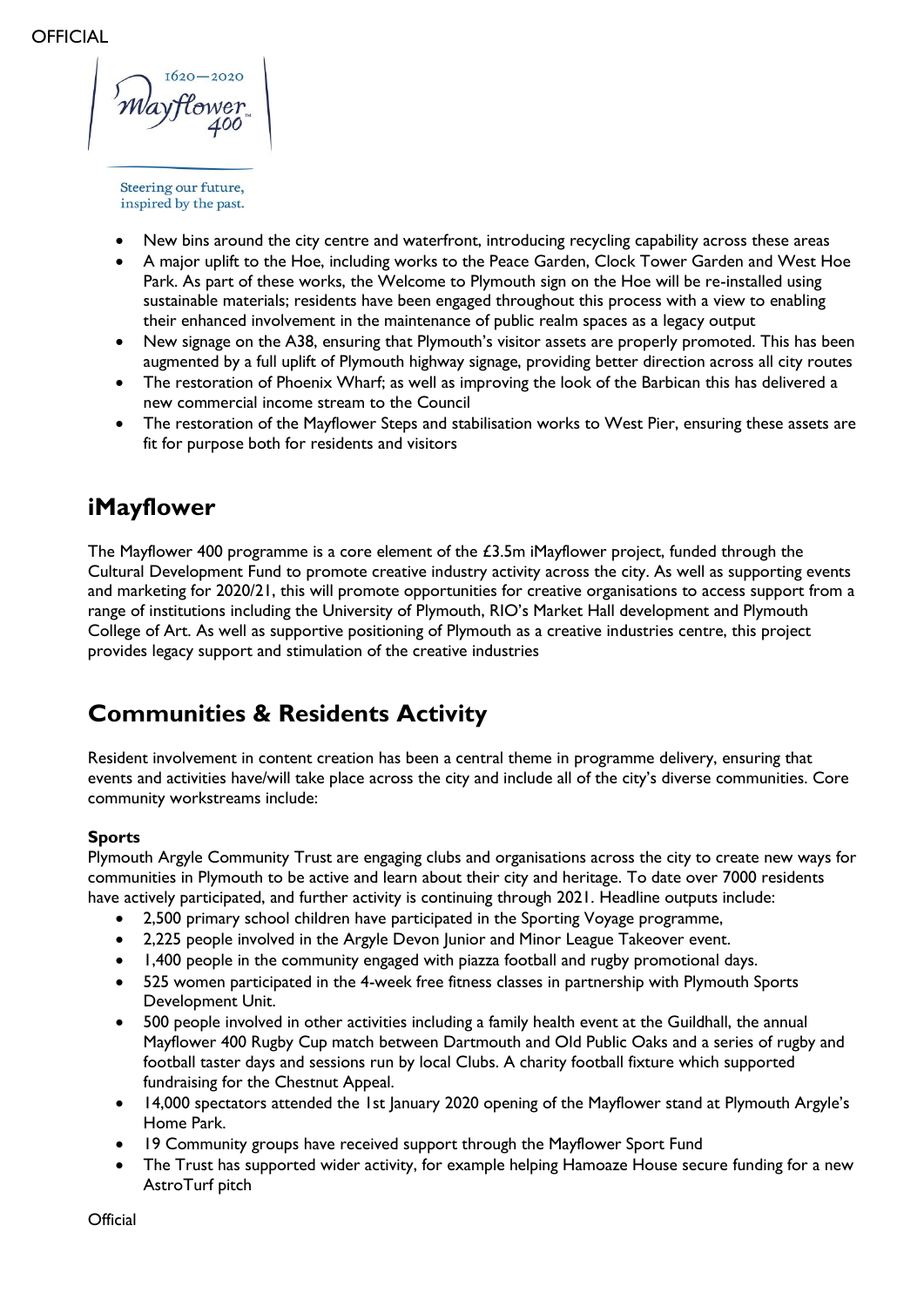- New bins around the city centre and waterfront, introducing recycling capability across these areas
- A major uplift to the Hoe, including works to the Peace Garden, Clock Tower Garden and West Hoe Park. As part of these works, the Welcome to Plymouth sign on the Hoe will be re-installed using sustainable materials; residents have been engaged throughout this process with a view to enabling their enhanced involvement in the maintenance of public realm spaces as a legacy output
- New signage on the A38, ensuring that Plymouth's visitor assets are properly promoted. This has been augmented by a full uplift of Plymouth highway signage, providing better direction across all city routes
- The restoration of Phoenix Wharf; as well as improving the look of the Barbican this has delivered a new commercial income stream to the Council
- The restoration of the Mayflower Steps and stabilisation works to West Pier, ensuring these assets are fit for purpose both for residents and visitors

## iMayflower

The Mayflower 400 programme is a core element of the £3.5m iMayflower project, funded through the Cultural Development Fund to promote creative industry activity across the city. As well as supporting events and marketing for 2020/21, this will promote opportunities for creative organisations to access support from a range of institutions including the University of Plymouth, RIO's Market Hall development and Plymouth College of Art. As well as supportive positioning of Plymouth as a creative industries centre, this project provides legacy support and stimulation of the creative industries

## Communities & Residents Activity

Resident involvement in content creation has been a central theme in programme delivery, ensuring that events and activities have/will take place across the city and include all of the city's diverse communities. Core community workstreams include:

**Sports**
Plymouth Argyle Community Trust are engaging clubs and organisations across the city to create new ways for communities in Plymouth to be active and learn about their city and heritage. To date over 7000 residents have actively participated, and further activity is continuing through 2021. Headline outputs include:

- 2,500 primary school children have participated in the Sporting Voyage programme,
- 2,225 people involved in the Argyle Devon Junior and Minor League Takeover event.
- 1,400 people in the community engaged with piazza football and rugby promotional days.
- 525 women participated in the 4-week free fitness classes in partnership with Plymouth Sports Development Unit.
- 500 people involved in other activities including a family health event at the Guildhall, the annual Mayflower 400 Rugby Cup match between Dartmouth and Old Public Oaks and a series of rugby and football taster days and sessions run by local Clubs. A charity football fixture which supported fundraising for the Chestnut Appeal.
- 14,000 spectators attended the 1st January 2020 opening of the Mayflower stand at Plymouth Argyle's Home Park.
- 19 Community groups have received support through the Mayflower Sport Fund
- The Trust has supported wider activity, for example helping Hamoaze House secure funding for a new AstroTurf pitch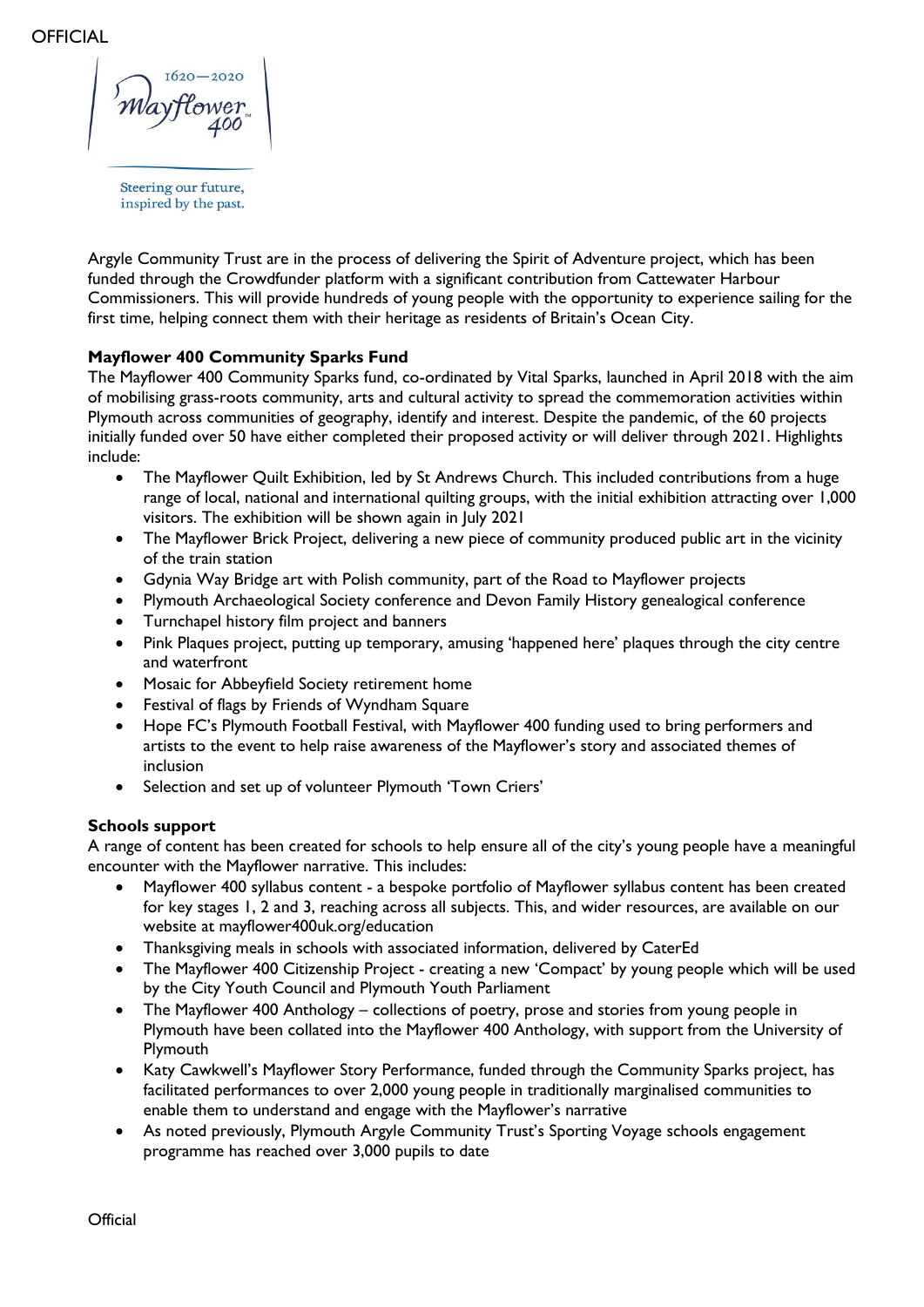Argyle Community Trust are in the process of delivering the Spirit of Adventure project, which has been funded through the Crowdfunder platform with a significant contribution from Cattewater Harbour Commissioners. This will provide hundreds of young people with the opportunity to experience sailing for the first time, helping connect them with their heritage as residents of Britain's Ocean City.

**Mayflower 400 Community Sparks Fund**

The Mayflower 400 Community Sparks fund, co-ordinated by Vital Sparks, launched in April 2018 with the aim of mobilising grass-roots community, arts and cultural activity to spread the commemoration activities within Plymouth across communities of geography, identify and interest. Despite the pandemic, of the 60 projects initially funded over 50 have either completed their proposed activity or will deliver through 2021. Highlights include:

- The Mayflower Quilt Exhibition, led by St Andrews Church. This included contributions from a huge range of local, national and international quilting groups, with the initial exhibition attracting over 1,000 visitors. The exhibition will be shown again in July 2021
- The Mayflower Brick Project, delivering a new piece of community produced public art in the vicinity of the train station
- Gdynia Way Bridge art with Polish community, part of the Road to Mayflower projects
- Plymouth Archaeological Society conference and Devon Family History genealogical conference
- Turnchapel history film project and banners
- Pink Plaques project, putting up temporary, amusing 'happened here' plaques through the city centre and waterfront
- Mosaic for Abbeyfield Society retirement home
- Festival of flags by Friends of Wyndham Square
- Hope FC's Plymouth Football Festival, with Mayflower 400 funding used to bring performers and artists to the event to help raise awareness of the Mayflower's story and associated themes of inclusion
- Selection and set up of volunteer Plymouth 'Town Criers'

**Schools support**

A range of content has been created for schools to help ensure all of the city's young people have a meaningful encounter with the Mayflower narrative. This includes:

- Mayflower 400 syllabus content - a bespoke portfolio of Mayflower syllabus content has been created for key stages 1, 2 and 3, reaching across all subjects. This, and wider resources, are available on our website at mayflower400uk.org/education
- Thanksgiving meals in schools with associated information, delivered by CaterEd
- The Mayflower 400 Citizenship Project - creating a new 'Compact' by young people which will be used by the City Youth Council and Plymouth Youth Parliament
- The Mayflower 400 Anthology – collections of poetry, prose and stories from young people in Plymouth have been collated into the Mayflower 400 Anthology, with support from the University of Plymouth
- Katy Cawkwell's Mayflower Story Performance, funded through the Community Sparks project, has facilitated performances to over 2,000 young people in traditionally marginalised communities to enable them to understand and engage with the Mayflower's narrative
- As noted previously, Plymouth Argyle Community Trust's Sporting Voyage schools engagement programme has reached over 3,000 pupils to date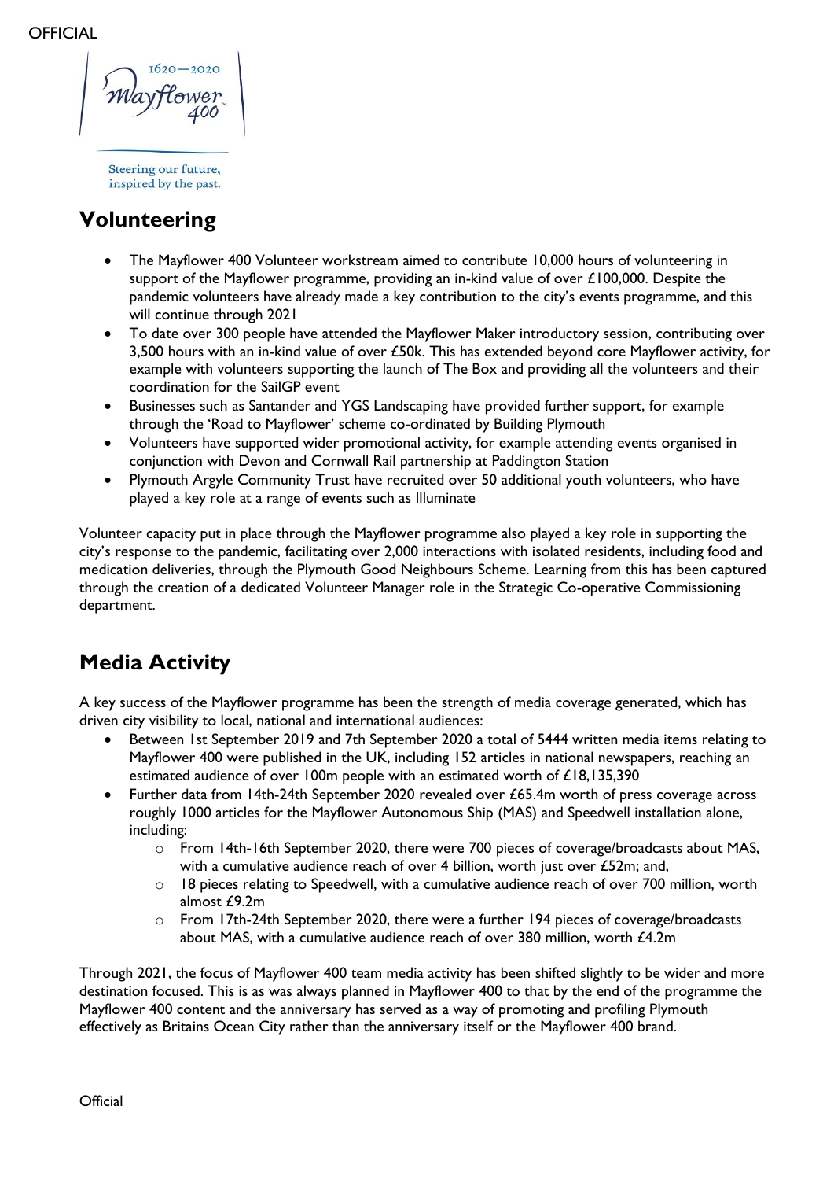## Volunteering

- The Mayflower 400 Volunteer workstream aimed to contribute 10,000 hours of volunteering in support of the Mayflower programme, providing an in-kind value of over £100,000. Despite the pandemic volunteers have already made a key contribution to the city's events programme, and this will continue through 2021
- To date over 300 people have attended the Mayflower Maker introductory session, contributing over 3,500 hours with an in-kind value of over £50k. This has extended beyond core Mayflower activity, for example with volunteers supporting the launch of The Box and providing all the volunteers and their coordination for the SailGP event
- Businesses such as Santander and YGS Landscaping have provided further support, for example through the 'Road to Mayflower' scheme co-ordinated by Building Plymouth
- Volunteers have supported wider promotional activity, for example attending events organised in conjunction with Devon and Cornwall Rail partnership at Paddington Station
- Plymouth Argyle Community Trust have recruited over 50 additional youth volunteers, who have played a key role at a range of events such as Illuminate

Volunteer capacity put in place through the Mayflower programme also played a key role in supporting the city's response to the pandemic, facilitating over 2,000 interactions with isolated residents, including food and medication deliveries, through the Plymouth Good Neighbours Scheme. Learning from this has been captured through the creation of a dedicated Volunteer Manager role in the Strategic Co-operative Commissioning department.

## Media Activity

A key success of the Mayflower programme has been the strength of media coverage generated, which has driven city visibility to local, national and international audiences:

- Between 1st September 2019 and 7th September 2020 a total of 5444 written media items relating to Mayflower 400 were published in the UK, including 152 articles in national newspapers, reaching an estimated audience of over 100m people with an estimated worth of £18,135,390
- Further data from 14th-24th September 2020 revealed over £65.4m worth of press coverage across roughly 1000 articles for the Mayflower Autonomous Ship (MAS) and Speedwell installation alone, including:
  - From 14th-16th September 2020, there were 700 pieces of coverage/broadcasts about MAS, with a cumulative audience reach of over 4 billion, worth just over £52m; and,
  - 18 pieces relating to Speedwell, with a cumulative audience reach of over 700 million, worth almost £9.2m
  - From 17th-24th September 2020, there were a further 194 pieces of coverage/broadcasts about MAS, with a cumulative audience reach of over 380 million, worth £4.2m

Through 2021, the focus of Mayflower 400 team media activity has been shifted slightly to be wider and more destination focused. This is as was always planned in Mayflower 400 to that by the end of the programme the Mayflower 400 content and the anniversary has served as a way of promoting and profiling Plymouth effectively as Britains Ocean City rather than the anniversary itself or the Mayflower 400 brand.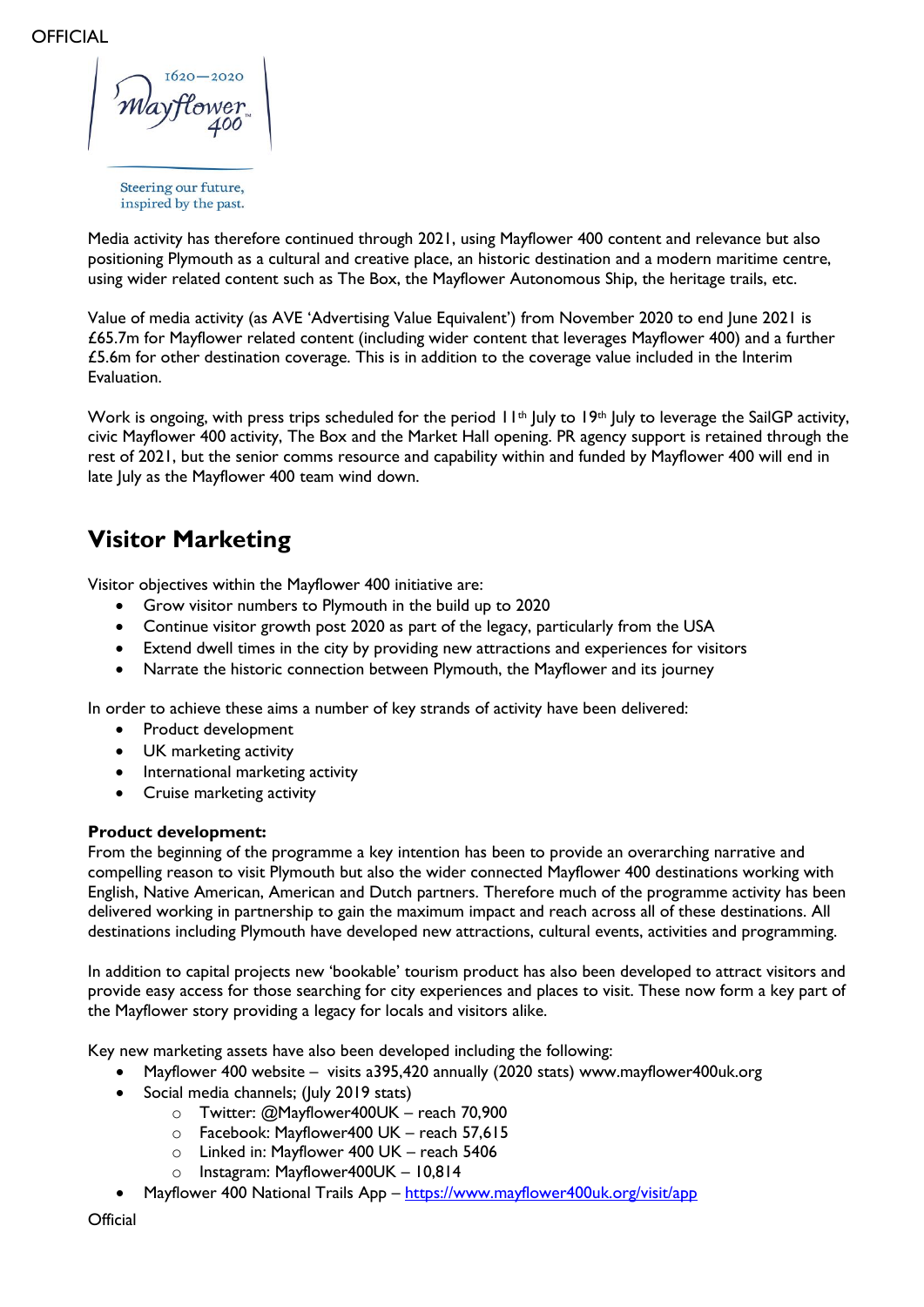Media activity has therefore continued through 2021, using Mayflower 400 content and relevance but also positioning Plymouth as a cultural and creative place, an historic destination and a modern maritime centre, using wider related content such as The Box, the Mayflower Autonomous Ship, the heritage trails, etc.

Value of media activity (as AVE 'Advertising Value Equivalent') from November 2020 to end June 2021 is £65.7m for Mayflower related content (including wider content that leverages Mayflower 400) and a further £5.6m for other destination coverage. This is in addition to the coverage value included in the Interim Evaluation.

Work is ongoing, with press trips scheduled for the period 11th July to 19th July to leverage the SailGP activity, civic Mayflower 400 activity, The Box and the Market Hall opening. PR agency support is retained through the rest of 2021, but the senior comms resource and capability within and funded by Mayflower 400 will end in late July as the Mayflower 400 team wind down.

## Visitor Marketing

Visitor objectives within the Mayflower 400 initiative are:

- Grow visitor numbers to Plymouth in the build up to 2020
- Continue visitor growth post 2020 as part of the legacy, particularly from the USA
- Extend dwell times in the city by providing new attractions and experiences for visitors
- Narrate the historic connection between Plymouth, the Mayflower and its journey

In order to achieve these aims a number of key strands of activity have been delivered:

- Product development
- UK marketing activity
- International marketing activity
- Cruise marketing activity

**Product development:**
From the beginning of the programme a key intention has been to provide an overarching narrative and compelling reason to visit Plymouth but also the wider connected Mayflower 400 destinations working with English, Native American, American and Dutch partners. Therefore much of the programme activity has been delivered working in partnership to gain the maximum impact and reach across all of these destinations. All destinations including Plymouth have developed new attractions, cultural events, activities and programming.

In addition to capital projects new 'bookable' tourism product has also been developed to attract visitors and provide easy access for those searching for city experiences and places to visit. These now form a key part of the Mayflower story providing a legacy for locals and visitors alike.

Key new marketing assets have also been developed including the following:

- Mayflower 400 website – visits a395,420 annually (2020 stats) www.mayflower400uk.org
- Social media channels; (July 2019 stats)
  - Twitter: @Mayflower400UK – reach 70,900
  - Facebook: Mayflower400 UK – reach 57,615
  - Linked in: Mayflower 400 UK – reach 5406
  - Instagram: Mayflower400UK – 10,814
- Mayflower 400 National Trails App – https://www.mayflower400uk.org/visit/app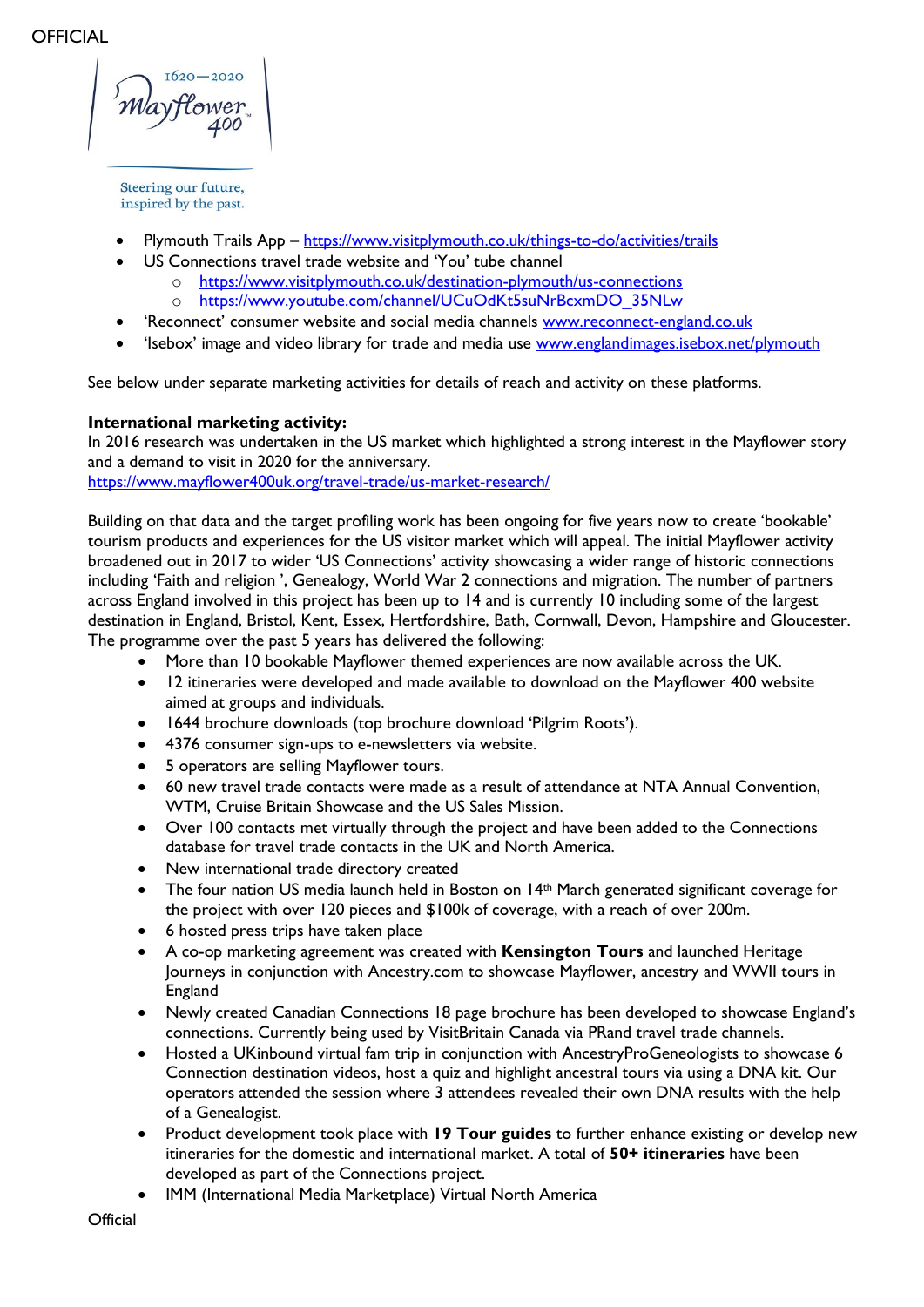- Plymouth Trails App – https://www.visitplymouth.co.uk/things-to-do/activities/trails
- US Connections travel trade website and 'You' tube channel
  - https://www.visitplymouth.co.uk/destination-plymouth/us-connections
  - https://www.youtube.com/channel/UCuOdKt5suNrBcxmDO_35NLw
- 'Reconnect' consumer website and social media channels www.reconnect-england.co.uk
- 'Isebox' image and video library for trade and media use www.englandimages.isebox.net/plymouth

See below under separate marketing activities for details of reach and activity on these platforms.

**International marketing activity:**
In 2016 research was undertaken in the US market which highlighted a strong interest in the Mayflower story and a demand to visit in 2020 for the anniversary.
https://www.mayflower400uk.org/travel-trade/us-market-research/

Building on that data and the target profiling work has been ongoing for five years now to create 'bookable' tourism products and experiences for the US visitor market which will appeal. The initial Mayflower activity broadened out in 2017 to wider 'US Connections' activity showcasing a wider range of historic connections including 'Faith and religion ', Genealogy, World War 2 connections and migration. The number of partners across England involved in this project has been up to 14 and is currently 10 including some of the largest destination in England, Bristol, Kent, Essex, Hertfordshire, Bath, Cornwall, Devon, Hampshire and Gloucester. The programme over the past 5 years has delivered the following:

- More than 10 bookable Mayflower themed experiences are now available across the UK.
- 12 itineraries were developed and made available to download on the Mayflower 400 website aimed at groups and individuals.
- 1644 brochure downloads (top brochure download 'Pilgrim Roots').
- 4376 consumer sign-ups to e-newsletters via website.
- 5 operators are selling Mayflower tours.
- 60 new travel trade contacts were made as a result of attendance at NTA Annual Convention, WTM, Cruise Britain Showcase and the US Sales Mission.
- Over 100 contacts met virtually through the project and have been added to the Connections database for travel trade contacts in the UK and North America.
- New international trade directory created
- The four nation US media launch held in Boston on 14th March generated significant coverage for the project with over 120 pieces and $100k of coverage, with a reach of over 200m.
- 6 hosted press trips have taken place
- A co-op marketing agreement was created with **Kensington Tours** and launched Heritage Journeys in conjunction with Ancestry.com to showcase Mayflower, ancestry and WWII tours in England
- Newly created Canadian Connections 18 page brochure has been developed to showcase England's connections. Currently being used by VisitBritain Canada via PRand travel trade channels.
- Hosted a UKinbound virtual fam trip in conjunction with AncestryProGeneologists to showcase 6 Connection destination videos, host a quiz and highlight ancestral tours via using a DNA kit. Our operators attended the session where 3 attendees revealed their own DNA results with the help of a Genealogist.
- Product development took place with **19 Tour guides** to further enhance existing or develop new itineraries for the domestic and international market. A total of **50+ itineraries** have been developed as part of the Connections project.
- IMM (International Media Marketplace) Virtual North America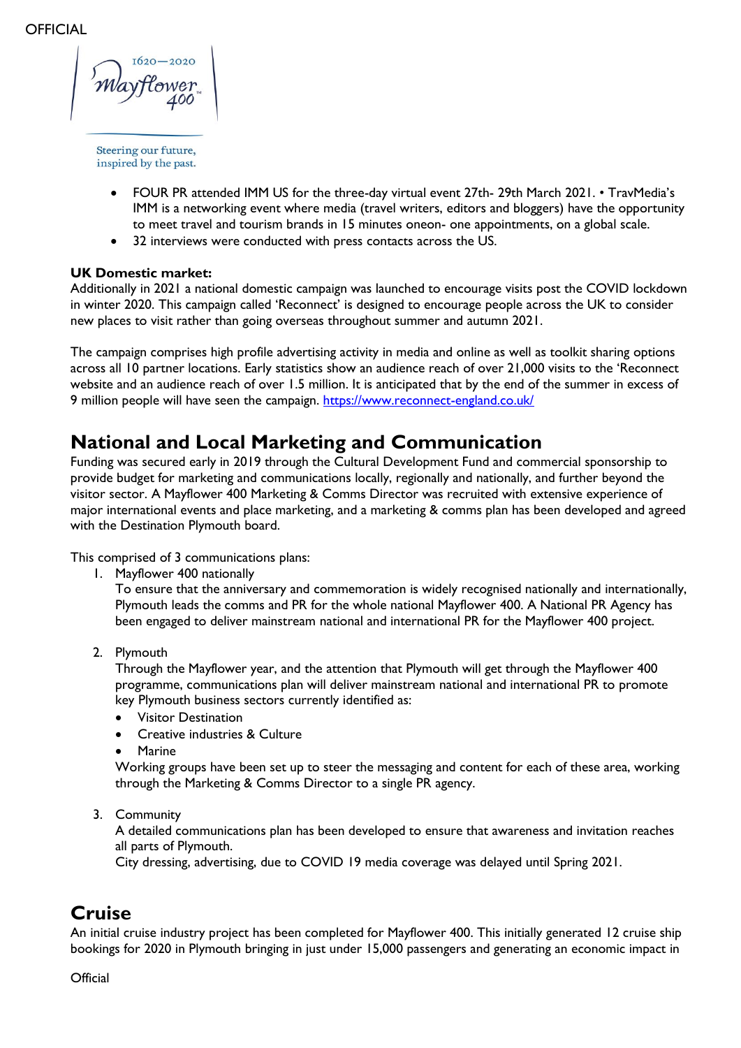- FOUR PR attended IMM US for the three-day virtual event 27th- 29th March 2021. • TravMedia's IMM is a networking event where media (travel writers, editors and bloggers) have the opportunity to meet travel and tourism brands in 15 minutes oneon- one appointments, on a global scale.
- 32 interviews were conducted with press contacts across the US.

**UK Domestic market:**
Additionally in 2021 a national domestic campaign was launched to encourage visits post the COVID lockdown in winter 2020. This campaign called 'Reconnect' is designed to encourage people across the UK to consider new places to visit rather than going overseas throughout summer and autumn 2021.

The campaign comprises high profile advertising activity in media and online as well as toolkit sharing options across all 10 partner locations. Early statistics show an audience reach of over 21,000 visits to the 'Reconnect website and an audience reach of over 1.5 million. It is anticipated that by the end of the summer in excess of 9 million people will have seen the campaign. https://www.reconnect-england.co.uk/

## National and Local Marketing and Communication

Funding was secured early in 2019 through the Cultural Development Fund and commercial sponsorship to provide budget for marketing and communications locally, regionally and nationally, and further beyond the visitor sector. A Mayflower 400 Marketing & Comms Director was recruited with extensive experience of major international events and place marketing, and a marketing & comms plan has been developed and agreed with the Destination Plymouth board.

This comprised of 3 communications plans:

1. Mayflower 400 nationally
   To ensure that the anniversary and commemoration is widely recognised nationally and internationally, Plymouth leads the comms and PR for the whole national Mayflower 400. A National PR Agency has been engaged to deliver mainstream national and international PR for the Mayflower 400 project.

2. Plymouth
   Through the Mayflower year, and the attention that Plymouth will get through the Mayflower 400 programme, communications plan will deliver mainstream national and international PR to promote key Plymouth business sectors currently identified as:
   - Visitor Destination
   - Creative industries & Culture
   - Marine

   Working groups have been set up to steer the messaging and content for each of these area, working through the Marketing & Comms Director to a single PR agency.

3. Community
   A detailed communications plan has been developed to ensure that awareness and invitation reaches all parts of Plymouth.
   City dressing, advertising, due to COVID 19 media coverage was delayed until Spring 2021.

## Cruise

An initial cruise industry project has been completed for Mayflower 400. This initially generated 12 cruise ship bookings for 2020 in Plymouth bringing in just under 15,000 passengers and generating an economic impact in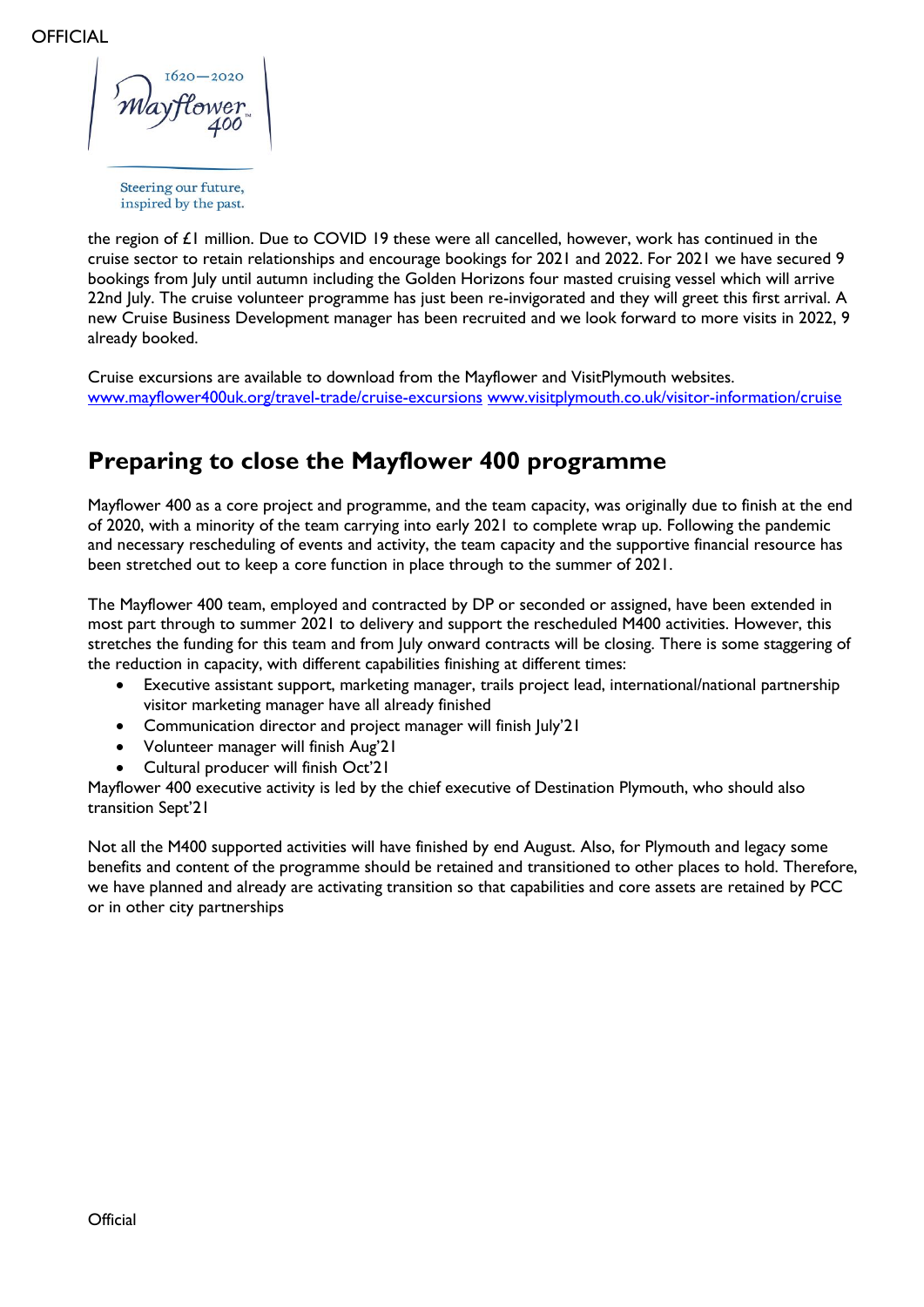the region of £1 million. Due to COVID 19 these were all cancelled, however, work has continued in the cruise sector to retain relationships and encourage bookings for 2021 and 2022. For 2021 we have secured 9 bookings from July until autumn including the Golden Horizons four masted cruising vessel which will arrive 22nd July. The cruise volunteer programme has just been re-invigorated and they will greet this first arrival. A new Cruise Business Development manager has been recruited and we look forward to more visits in 2022, 9 already booked.

Cruise excursions are available to download from the Mayflower and VisitPlymouth websites. www.mayflower400uk.org/travel-trade/cruise-excursions www.visitplymouth.co.uk/visitor-information/cruise

## Preparing to close the Mayflower 400 programme

Mayflower 400 as a core project and programme, and the team capacity, was originally due to finish at the end of 2020, with a minority of the team carrying into early 2021 to complete wrap up. Following the pandemic and necessary rescheduling of events and activity, the team capacity and the supportive financial resource has been stretched out to keep a core function in place through to the summer of 2021.

The Mayflower 400 team, employed and contracted by DP or seconded or assigned, have been extended in most part through to summer 2021 to delivery and support the rescheduled M400 activities. However, this stretches the funding for this team and from July onward contracts will be closing. There is some staggering of the reduction in capacity, with different capabilities finishing at different times:

- Executive assistant support, marketing manager, trails project lead, international/national partnership visitor marketing manager have all already finished
- Communication director and project manager will finish July'21
- Volunteer manager will finish Aug'21
- Cultural producer will finish Oct'21

Mayflower 400 executive activity is led by the chief executive of Destination Plymouth, who should also transition Sept'21

Not all the M400 supported activities will have finished by end August. Also, for Plymouth and legacy some benefits and content of the programme should be retained and transitioned to other places to hold. Therefore, we have planned and already are activating transition so that capabilities and core assets are retained by PCC or in other city partnerships